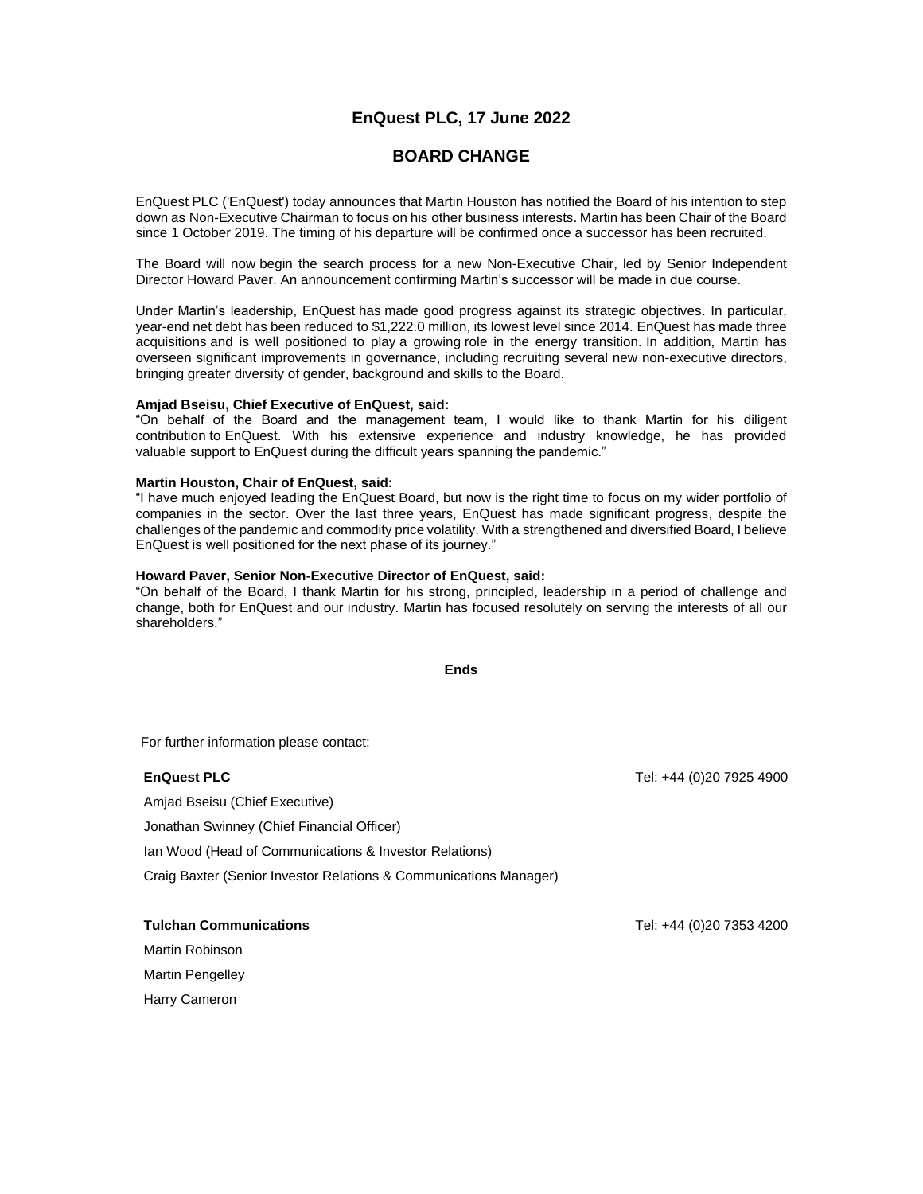# EnQuest PLC, 17 June 2022

## BOARD CHANGE

EnQuest PLC ('EnQuest') today announces that Martin Houston has notified the Board of his intention to step down as Non-Executive Chairman to focus on his other business interests. Martin has been Chair of the Board since 1 October 2019. The timing of his departure will be confirmed once a successor has been recruited.

The Board will now begin the search process for a new Non-Executive Chair, led by Senior Independent Director Howard Paver. An announcement confirming Martin's successor will be made in due course.

Under Martin's leadership, EnQuest has made good progress against its strategic objectives. In particular, year-end net debt has been reduced to $1,222.0 million, its lowest level since 2014. EnQuest has made three acquisitions and is well positioned to play a growing role in the energy transition. In addition, Martin has overseen significant improvements in governance, including recruiting several new non-executive directors, bringing greater diversity of gender, background and skills to the Board.

**Amjad Bseisu, Chief Executive of EnQuest, said:**
"On behalf of the Board and the management team, I would like to thank Martin for his diligent contribution to EnQuest. With his extensive experience and industry knowledge, he has provided valuable support to EnQuest during the difficult years spanning the pandemic."

**Martin Houston, Chair of EnQuest, said:**
"I have much enjoyed leading the EnQuest Board, but now is the right time to focus on my wider portfolio of companies in the sector. Over the last three years, EnQuest has made significant progress, despite the challenges of the pandemic and commodity price volatility. With a strengthened and diversified Board, I believe EnQuest is well positioned for the next phase of its journey."

**Howard Paver, Senior Non-Executive Director of EnQuest, said:**
"On behalf of the Board, I thank Martin for his strong, principled, leadership in a period of challenge and change, both for EnQuest and our industry. Martin has focused resolutely on serving the interests of all our shareholders."

**Ends**

For further information please contact:

**EnQuest PLC** Tel: +44 (0)20 7925 4900

Amjad Bseisu (Chief Executive)

Jonathan Swinney (Chief Financial Officer)

Ian Wood (Head of Communications & Investor Relations)

Craig Baxter (Senior Investor Relations & Communications Manager)

**Tulchan Communications** Tel: +44 (0)20 7353 4200

Martin Robinson

Martin Pengelley

Harry Cameron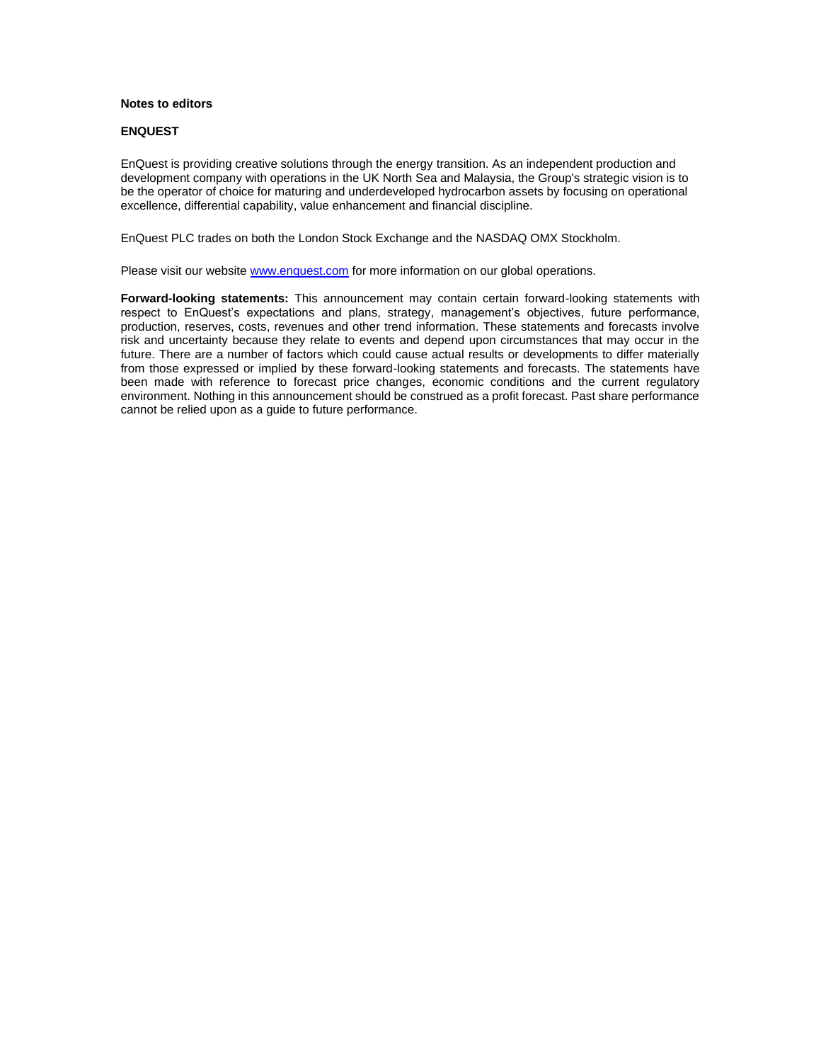**Notes to editors**

**ENQUEST**

EnQuest is providing creative solutions through the energy transition. As an independent production and development company with operations in the UK North Sea and Malaysia, the Group's strategic vision is to be the operator of choice for maturing and underdeveloped hydrocarbon assets by focusing on operational excellence, differential capability, value enhancement and financial discipline.

EnQuest PLC trades on both the London Stock Exchange and the NASDAQ OMX Stockholm.

Please visit our website [www.enquest.com](http://www.enquest.com) for more information on our global operations.

**Forward-looking statements:** This announcement may contain certain forward-looking statements with respect to EnQuest's expectations and plans, strategy, management's objectives, future performance, production, reserves, costs, revenues and other trend information. These statements and forecasts involve risk and uncertainty because they relate to events and depend upon circumstances that may occur in the future. There are a number of factors which could cause actual results or developments to differ materially from those expressed or implied by these forward-looking statements and forecasts. The statements have been made with reference to forecast price changes, economic conditions and the current regulatory environment. Nothing in this announcement should be construed as a profit forecast. Past share performance cannot be relied upon as a guide to future performance.